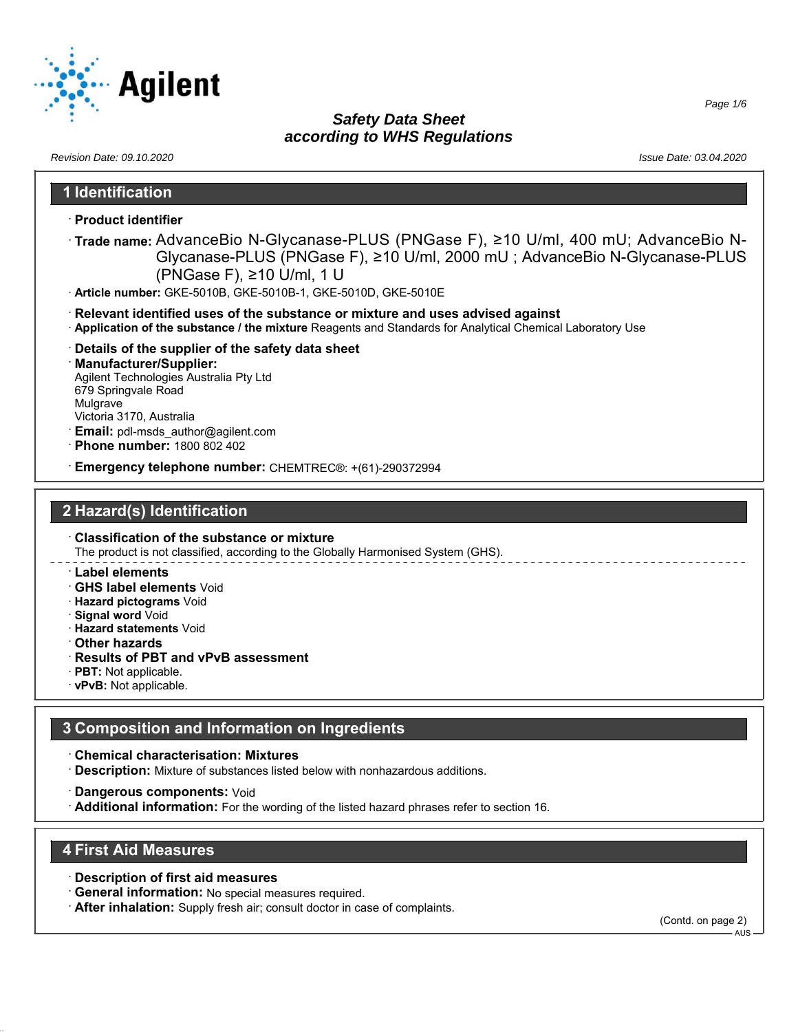# Safety Data Sheet
# according to WHS Regulations

*Revision Date: 09.10.2020* *Issue Date: 03.04.2020*

## 1 Identification

· **Product identifier**

· **Trade name:** AdvanceBio N-Glycanase-PLUS (PNGase F), ≥10 U/ml, 400 mU; AdvanceBio N-Glycanase-PLUS (PNGase F), ≥10 U/ml, 2000 mU ; AdvanceBio N-Glycanase-PLUS (PNGase F), ≥10 U/ml, 1 U

· **Article number:** GKE-5010B, GKE-5010B-1, GKE-5010D, GKE-5010E

· **Relevant identified uses of the substance or mixture and uses advised against**
· **Application of the substance / the mixture** Reagents and Standards for Analytical Chemical Laboratory Use

· **Details of the supplier of the safety data sheet**
· **Manufacturer/Supplier:**
Agilent Technologies Australia Pty Ltd
679 Springvale Road
Mulgrave
Victoria 3170, Australia
· **Email:** pdl-msds_author@agilent.com
· **Phone number:** 1800 802 402

· **Emergency telephone number:** CHEMTREC®: +(61)-290372994

## 2 Hazard(s) Identification

· **Classification of the substance or mixture**
The product is not classified, according to the Globally Harmonised System (GHS).

· **Label elements**
· **GHS label elements** Void
· **Hazard pictograms** Void
· **Signal word** Void
· **Hazard statements** Void
· **Other hazards**
· **Results of PBT and vPvB assessment**
· **PBT:** Not applicable.
· **vPvB:** Not applicable.

## 3 Composition and Information on Ingredients

· **Chemical characterisation: Mixtures**
· **Description:** Mixture of substances listed below with nonhazardous additions.

· **Dangerous components:** Void
· **Additional information:** For the wording of the listed hazard phrases refer to section 16.

## 4 First Aid Measures

· **Description of first aid measures**
· **General information:** No special measures required.
· **After inhalation:** Supply fresh air; consult doctor in case of complaints.

(Contd. on page 2)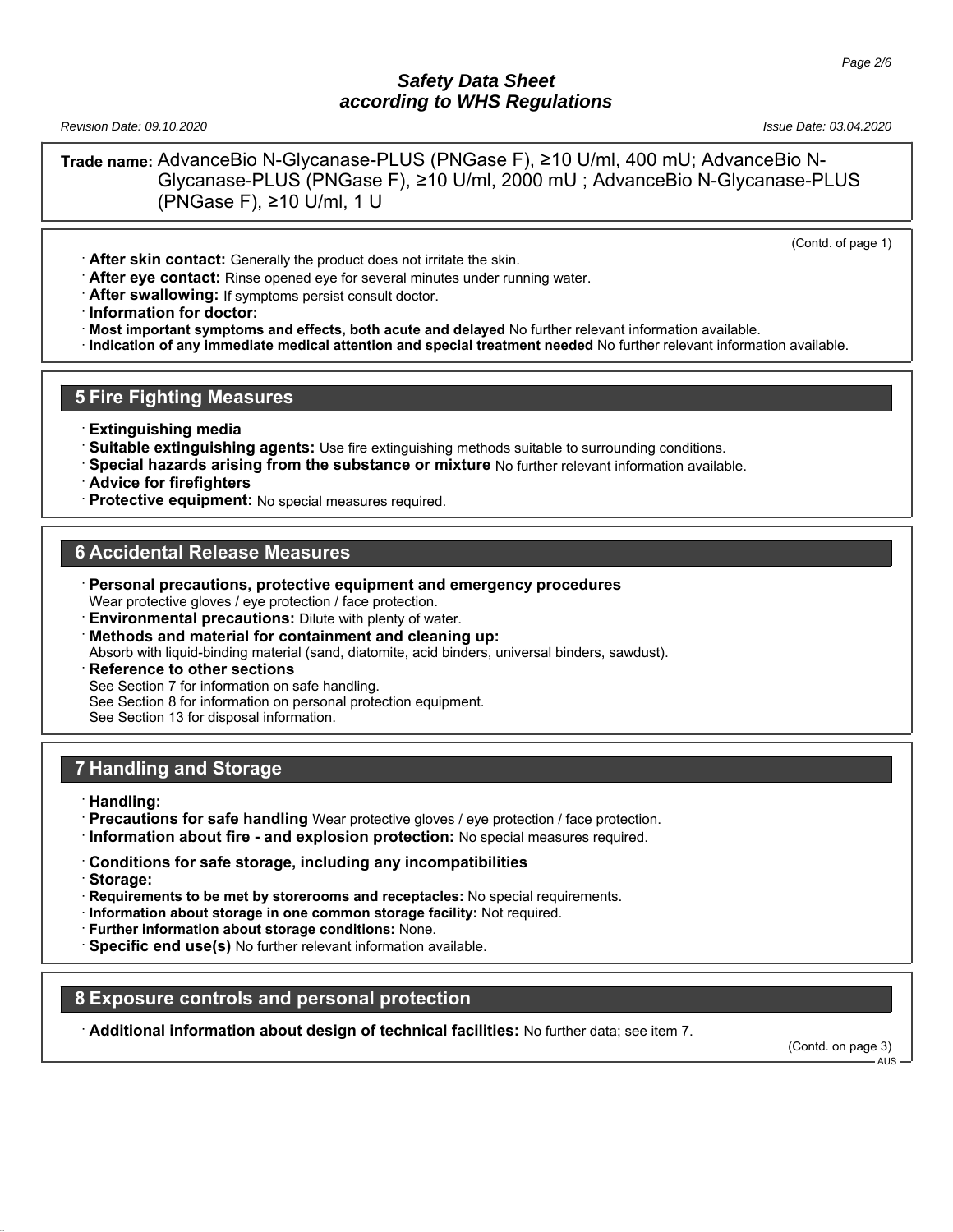**Trade name:** AdvanceBio N-Glycanase-PLUS (PNGase F), ≥10 U/ml, 400 mU; AdvanceBio N-Glycanase-PLUS (PNGase F), ≥10 U/ml, 2000 mU ; AdvanceBio N-Glycanase-PLUS (PNGase F), ≥10 U/ml, 1 U

(Contd. of page 1)

- **After skin contact:** Generally the product does not irritate the skin.
- **After eye contact:** Rinse opened eye for several minutes under running water.
- **After swallowing:** If symptoms persist consult doctor.
- **Information for doctor:**
- **Most important symptoms and effects, both acute and delayed** No further relevant information available.
- **Indication of any immediate medical attention and special treatment needed** No further relevant information available.

## 5 Fire Fighting Measures

- **Extinguishing media**
- **Suitable extinguishing agents:** Use fire extinguishing methods suitable to surrounding conditions.
- **Special hazards arising from the substance or mixture** No further relevant information available.
- **Advice for firefighters**
- **Protective equipment:** No special measures required.

## 6 Accidental Release Measures

- **Personal precautions, protective equipment and emergency procedures**
  Wear protective gloves / eye protection / face protection.
- **Environmental precautions:** Dilute with plenty of water.
- **Methods and material for containment and cleaning up:**
  Absorb with liquid-binding material (sand, diatomite, acid binders, universal binders, sawdust).
- **Reference to other sections**
  See Section 7 for information on safe handling.
  See Section 8 for information on personal protection equipment.
  See Section 13 for disposal information.

## 7 Handling and Storage

- **Handling:**
- **Precautions for safe handling** Wear protective gloves / eye protection / face protection.
- **Information about fire - and explosion protection:** No special measures required.
- **Conditions for safe storage, including any incompatibilities**
- **Storage:**
- **Requirements to be met by storerooms and receptacles:** No special requirements.
- **Information about storage in one common storage facility:** Not required.
- **Further information about storage conditions:** None.
- **Specific end use(s)** No further relevant information available.

## 8 Exposure controls and personal protection

- **Additional information about design of technical facilities:** No further data; see item 7.

(Contd. on page 3)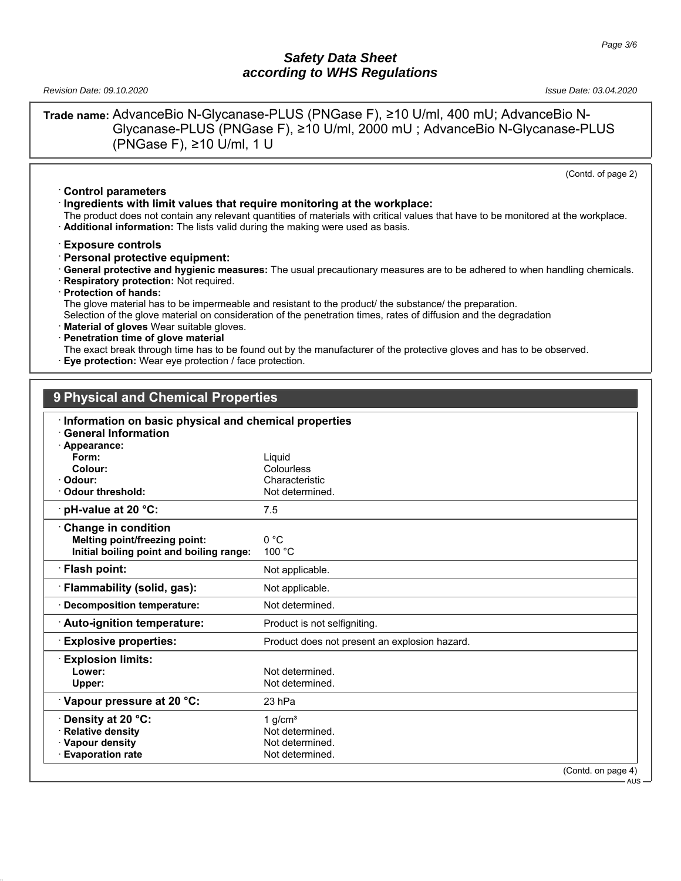**Trade name:** AdvanceBio N-Glycanase-PLUS (PNGase F), ≥10 U/ml, 400 mU; AdvanceBio N-Glycanase-PLUS (PNGase F), ≥10 U/ml, 2000 mU ; AdvanceBio N-Glycanase-PLUS (PNGase F), ≥10 U/ml, 1 U

(Contd. of page 2)

· **Control parameters**

· **Ingredients with limit values that require monitoring at the workplace:**

The product does not contain any relevant quantities of materials with critical values that have to be monitored at the workplace.

· **Additional information:** The lists valid during the making were used as basis.

· **Exposure controls**

· **Personal protective equipment:**

· **General protective and hygienic measures:** The usual precautionary measures are to be adhered to when handling chemicals.

· **Respiratory protection:** Not required.

· **Protection of hands:**

The glove material has to be impermeable and resistant to the product/ the substance/ the preparation.

Selection of the glove material on consideration of the penetration times, rates of diffusion and the degradation

· **Material of gloves** Wear suitable gloves.

· **Penetration time of glove material**

The exact break through time has to be found out by the manufacturer of the protective gloves and has to be observed.

· **Eye protection:** Wear eye protection / face protection.

## 9 Physical and Chemical Properties

· **Information on basic physical and chemical properties**

· **General Information**

| | |
|---|---|
| · **Appearance:** | |
| **Form:** | Liquid |
| **Colour:** | Colourless |
| · **Odour:** | Characteristic |
| · **Odour threshold:** | Not determined. |
| · **pH-value at 20 °C:** | 7.5 |
| · **Change in condition** | |
| **Melting point/freezing point:** | 0 °C |
| **Initial boiling point and boiling range:** | 100 °C |
| · **Flash point:** | Not applicable. |
| · **Flammability (solid, gas):** | Not applicable. |
| · **Decomposition temperature:** | Not determined. |
| · **Auto-ignition temperature:** | Product is not selfigniting. |
| · **Explosive properties:** | Product does not present an explosion hazard. |
| · **Explosion limits:** | |
| **Lower:** | Not determined. |
| **Upper:** | Not determined. |
| · **Vapour pressure at 20 °C:** | 23 hPa |
| · **Density at 20 °C:** | 1 g/cm³ |
| · **Relative density** | Not determined. |
| · **Vapour density** | Not determined. |
| · **Evaporation rate** | Not determined. |

(Contd. on page 4)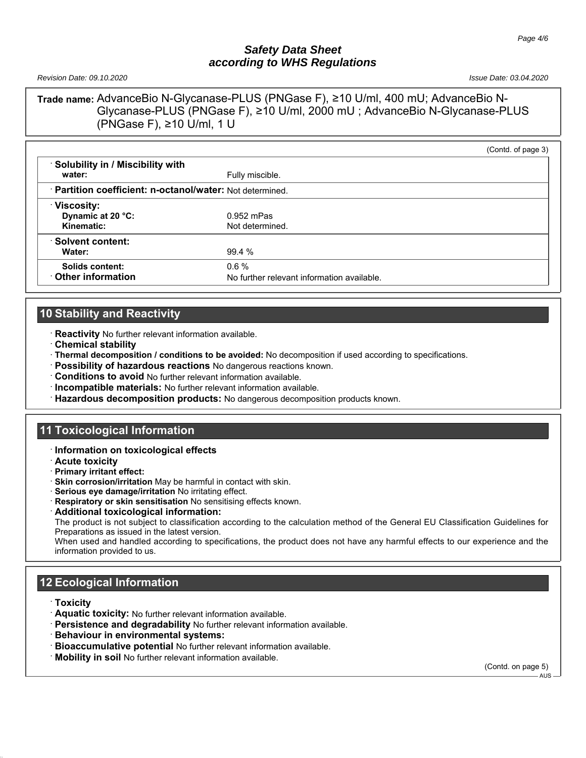**Trade name:** AdvanceBio N-Glycanase-PLUS (PNGase F), ≥10 U/ml, 400 mU; AdvanceBio N-Glycanase-PLUS (PNGase F), ≥10 U/ml, 2000 mU ; AdvanceBio N-Glycanase-PLUS (PNGase F), ≥10 U/ml, 1 U

(Contd. of page 3)

| | |
|---|---|
| · **Solubility in / Miscibility with water:** | Fully miscible. |
| · **Partition coefficient: n-octanol/water:** | Not determined. |
| · **Viscosity:** | |
| **Dynamic at 20 °C:** | 0.952 mPas |
| **Kinematic:** | Not determined. |
| · **Solvent content:** | |
| **Water:** | 99.4 % |
| **Solids content:** | 0.6 % |
| · **Other information** | No further relevant information available. |

## 10 Stability and Reactivity

· **Reactivity** No further relevant information available.
· **Chemical stability**
· **Thermal decomposition / conditions to be avoided:** No decomposition if used according to specifications.
· **Possibility of hazardous reactions** No dangerous reactions known.
· **Conditions to avoid** No further relevant information available.
· **Incompatible materials:** No further relevant information available.
· **Hazardous decomposition products:** No dangerous decomposition products known.

## 11 Toxicological Information

· **Information on toxicological effects**
· **Acute toxicity**
· **Primary irritant effect:**
· **Skin corrosion/irritation** May be harmful in contact with skin.
· **Serious eye damage/irritation** No irritating effect.
· **Respiratory or skin sensitisation** No sensitising effects known.
· **Additional toxicological information:**
The product is not subject to classification according to the calculation method of the General EU Classification Guidelines for Preparations as issued in the latest version.
When used and handled according to specifications, the product does not have any harmful effects to our experience and the information provided to us.

## 12 Ecological Information

· **Toxicity**
· **Aquatic toxicity:** No further relevant information available.
· **Persistence and degradability** No further relevant information available.
· **Behaviour in environmental systems:**
· **Bioaccumulative potential** No further relevant information available.
· **Mobility in soil** No further relevant information available.

(Contd. on page 5)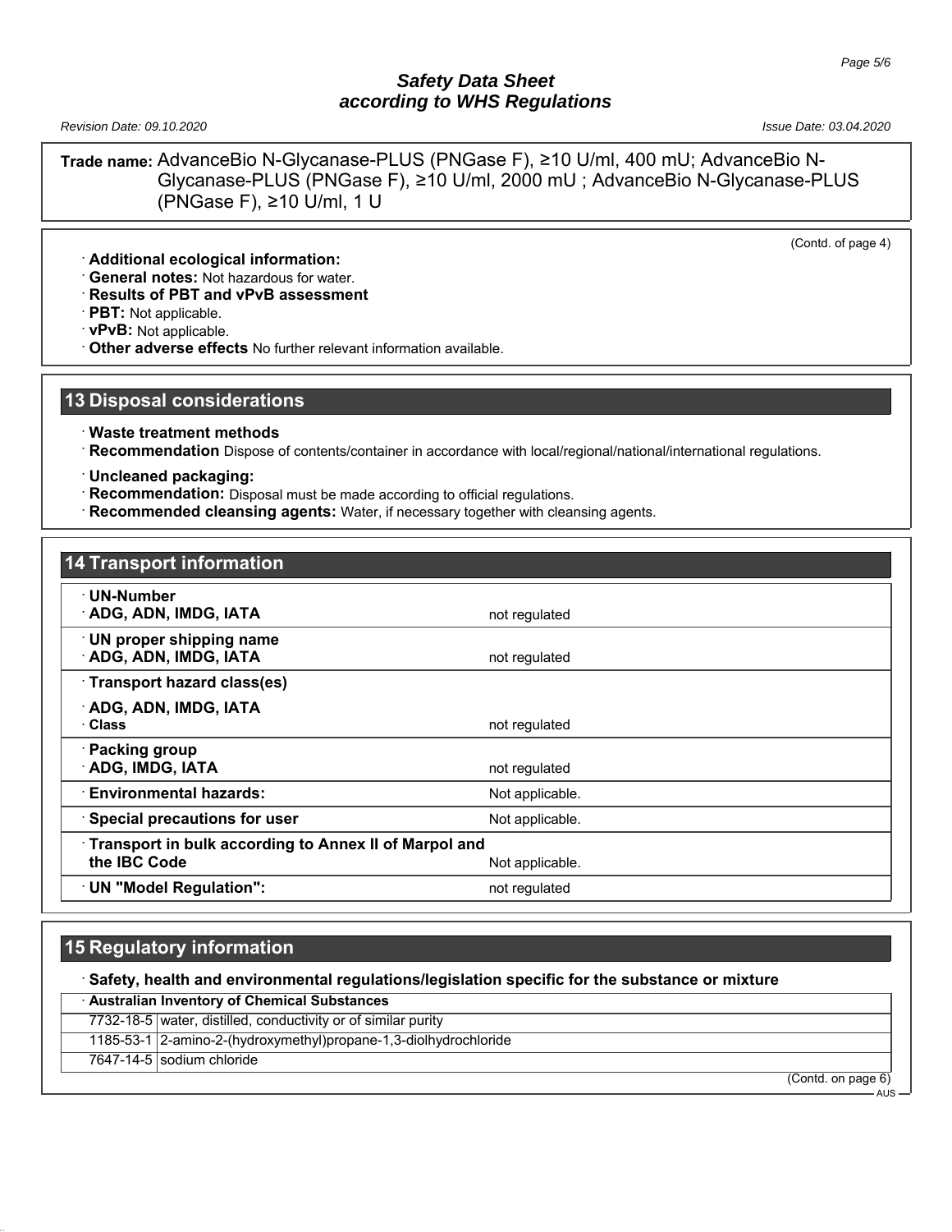**Trade name:** AdvanceBio N-Glycanase-PLUS (PNGase F), ≥10 U/ml, 400 mU; AdvanceBio N-Glycanase-PLUS (PNGase F), ≥10 U/ml, 2000 mU ; AdvanceBio N-Glycanase-PLUS (PNGase F), ≥10 U/ml, 1 U

(Contd. of page 4)

· **Additional ecological information:**
· **General notes:** Not hazardous for water.
· **Results of PBT and vPvB assessment**
· **PBT:** Not applicable.
· **vPvB:** Not applicable.
· **Other adverse effects** No further relevant information available.

## 13 Disposal considerations

· **Waste treatment methods**
· **Recommendation** Dispose of contents/container in accordance with local/regional/national/international regulations.

· **Uncleaned packaging:**
· **Recommendation:** Disposal must be made according to official regulations.
· **Recommended cleansing agents:** Water, if necessary together with cleansing agents.

## 14 Transport information

| | |
|---|---|
| · **UN-Number** · **ADG, ADN, IMDG, IATA** | not regulated |
| · **UN proper shipping name** · **ADG, ADN, IMDG, IATA** | not regulated |
| · **Transport hazard class(es)** | |
| · **ADG, ADN, IMDG, IATA** · **Class** | not regulated |
| · **Packing group** · **ADG, IMDG, IATA** | not regulated |
| · **Environmental hazards:** | Not applicable. |
| · **Special precautions for user** | Not applicable. |
| · **Transport in bulk according to Annex II of Marpol and the IBC Code** | Not applicable. |
| · **UN "Model Regulation":** | not regulated |

## 15 Regulatory information

· **Safety, health and environmental regulations/legislation specific for the substance or mixture**

| · **Australian Inventory of Chemical Substances** | |
|---|---|
| 7732-18-5 | water, distilled, conductivity or of similar purity |
| 1185-53-1 | 2-amino-2-(hydroxymethyl)propane-1,3-diolhydrochloride |
| 7647-14-5 | sodium chloride |

(Contd. on page 6)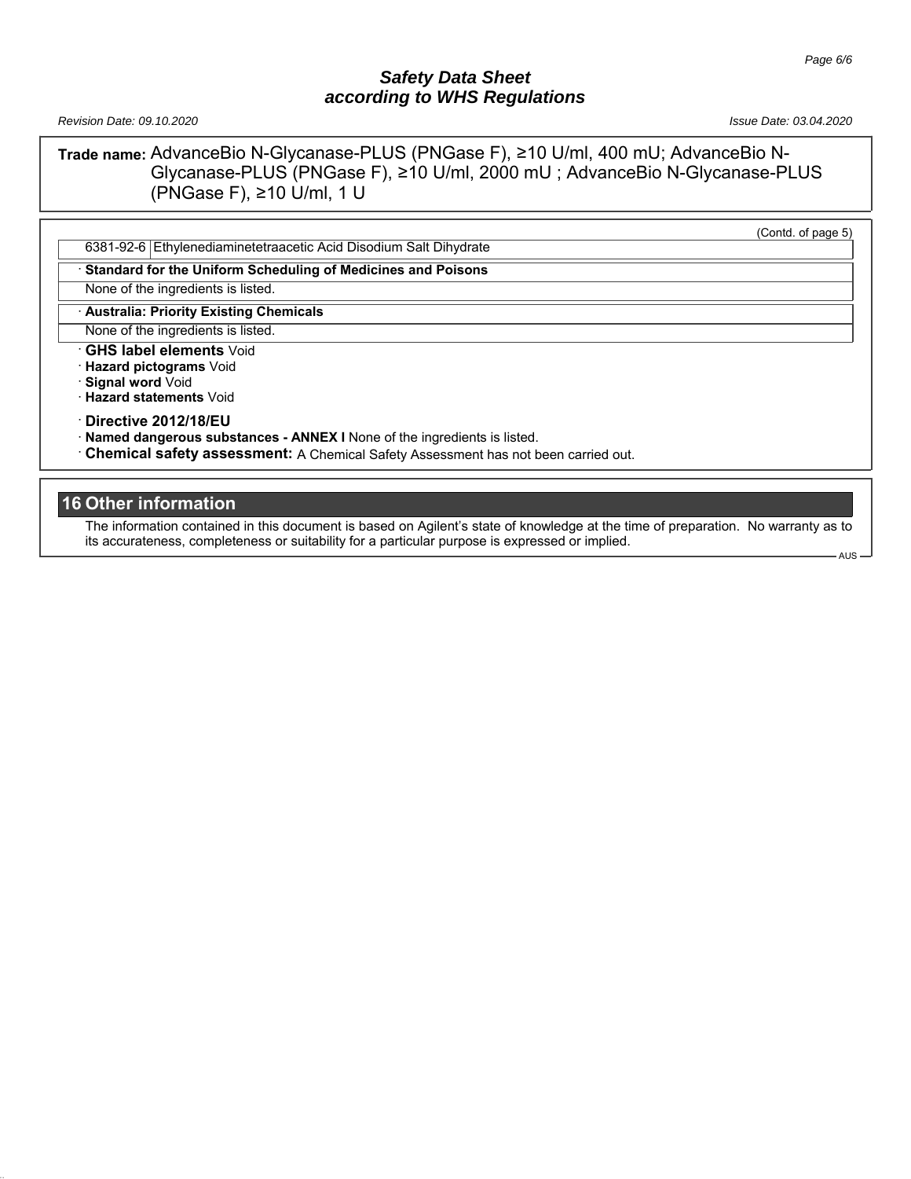**Trade name:** AdvanceBio N-Glycanase-PLUS (PNGase F), ≥10 U/ml, 400 mU; AdvanceBio N-Glycanase-PLUS (PNGase F), ≥10 U/ml, 2000 mU ; AdvanceBio N-Glycanase-PLUS (PNGase F), ≥10 U/ml, 1 U

(Contd. of page 5)

| | |
|---|---|
| 6381-92-6 | Ethylenediaminetetraacetic Acid Disodium Salt Dihydrate |

· **Standard for the Uniform Scheduling of Medicines and Poisons**

None of the ingredients is listed.

· **Australia: Priority Existing Chemicals**

None of the ingredients is listed.

· **GHS label elements** Void
· **Hazard pictograms** Void
· **Signal word** Void
· **Hazard statements** Void

· **Directive 2012/18/EU**
· **Named dangerous substances - ANNEX I** None of the ingredients is listed.
· **Chemical safety assessment:** A Chemical Safety Assessment has not been carried out.

## 16 Other information

The information contained in this document is based on Agilent's state of knowledge at the time of preparation. No warranty as to its accurateness, completeness or suitability for a particular purpose is expressed or implied.